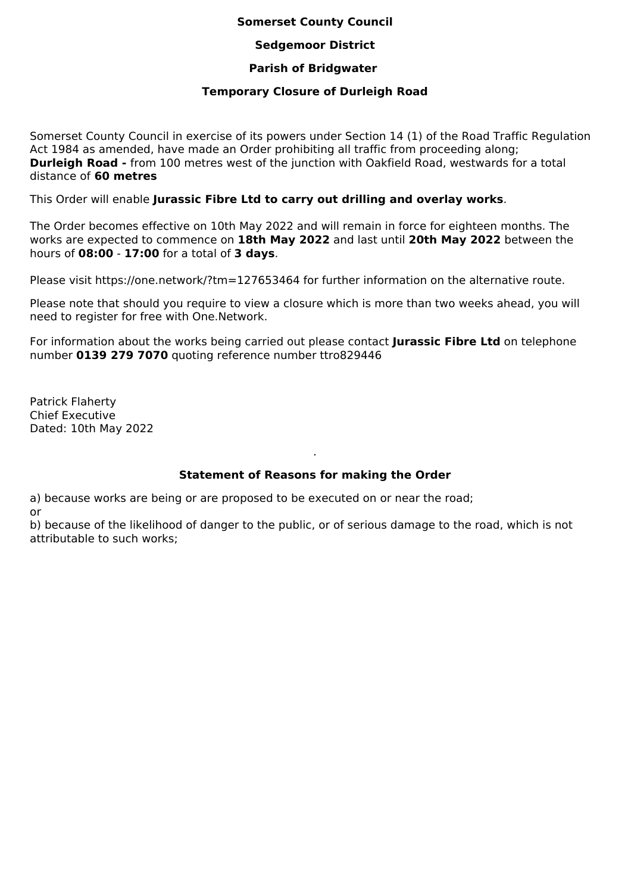**Somerset County Council**

**Sedgemoor District**

**Parish of Bridgwater**

**Temporary Closure of Durleigh Road**

Somerset County Council in exercise of its powers under Section 14 (1) of the Road Traffic Regulation Act 1984 as amended, have made an Order prohibiting all traffic from proceeding along;
**Durleigh Road -** from 100 metres west of the junction with Oakfield Road, westwards for a total distance of **60 metres**

This Order will enable **Jurassic Fibre Ltd to carry out drilling and overlay works**.

The Order becomes effective on 10th May 2022 and will remain in force for eighteen months. The works are expected to commence on **18th May 2022** and last until **20th May 2022** between the hours of **08:00** - **17:00** for a total of **3 days**.

Please visit https://one.network/?tm=127653464 for further information on the alternative route.

Please note that should you require to view a closure which is more than two weeks ahead, you will need to register for free with One.Network.

For information about the works being carried out please contact **Jurassic Fibre Ltd** on telephone number **0139 279 7070** quoting reference number ttro829446

Patrick Flaherty
Chief Executive
Dated: 10th May 2022

**Statement of Reasons for making the Order**

a) because works are being or are proposed to be executed on or near the road;
or
b) because of the likelihood of danger to the public, or of serious damage to the road, which is not attributable to such works;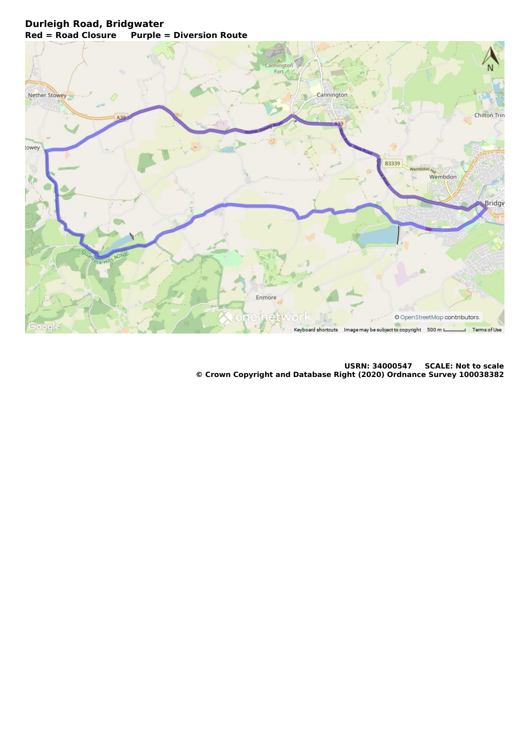**Durleigh Road, Bridgwater**
**Red = Road Closure     Purple = Diversion Route**

**USRN: 34000547     SCALE: Not to scale**
**© Crown Copyright and Database Right (2020) Ordnance Survey 100038382**